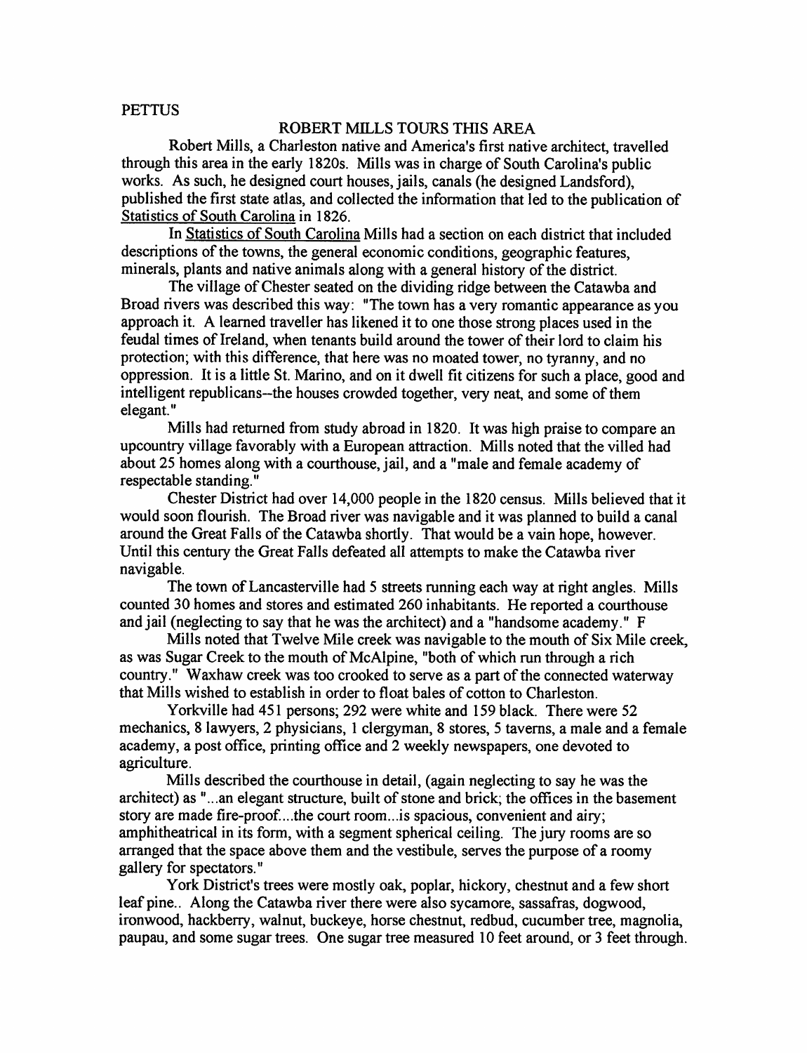PETTUS

# ROBERT MILLS TOURS THIS AREA

Robert Mills, a Charleston native and America's first native architect, travelled through this area in the early 1820s. Mills was in charge of South Carolina's public works. As such, he designed court houses, jails, canals (he designed Landsford), published the first state atlas, and collected the information that led to the publication of Statistics of South Carolina in 1826.

In Statistics of South Carolina Mills had a section on each district that included descriptions of the towns, the general economic conditions, geographic features, minerals, plants and native animals along with a general history of the district.

The village of Chester seated on the dividing ridge between the Catawba and Broad rivers was described this way: "The town has a very romantic appearance as you approach it. A learned traveller has likened it to one those strong places used in the feudal times of Ireland, when tenants build around the tower of their lord to claim his protection; with this difference, that here was no moated tower, no tyranny, and no oppression. It is a little St. Marino, and on it dwell fit citizens for such a place, good and intelligent republicans--the houses crowded together, very neat, and some of them elegant."

Mills had returned from study abroad in 1820. It was high praise to compare an upcountry village favorably with a European attraction. Mills noted that the villed had about 25 homes along with a courthouse, jail, and a "male and female academy of respectable standing."

Chester District had over 14,000 people in the 1820 census. Mills believed that it would soon flourish. The Broad river was navigable and it was planned to build a canal around the Great Falls of the Catawba shortly. That would be a vain hope, however. Until this century the Great Falls defeated all attempts to make the Catawba river navigable.

The town of Lancasterville had 5 streets running each way at right angles. Mills counted 30 homes and stores and estimated 260 inhabitants. He reported a courthouse and jail (neglecting to say that he was the architect) and a "handsome academy." F

Mills noted that Twelve Mile creek was navigable to the mouth of Six Mile creek, as was Sugar Creek to the mouth of McAlpine, "both of which run through a rich country." Waxhaw creek was too crooked to serve as a part of the connected waterway that Mills wished to establish in order to float bales of cotton to Charleston.

Yorkville had 451 persons; 292 were white and 159 black. There were 52 mechanics, 8 lawyers, 2 physicians, 1 clergyman, 8 stores, 5 taverns, a male and a female academy, a post office, printing office and 2 weekly newspapers, one devoted to agriculture.

Mills described the courthouse in detail, (again neglecting to say he was the architect) as "...an elegant structure, built of stone and brick; the offices in the basement story are made fire-proof....the court room...is spacious, convenient and airy; amphitheatrical in its form, with a segment spherical ceiling. The jury rooms are so arranged that the space above them and the vestibule, serves the purpose of a roomy gallery for spectators."

York District's trees were mostly oak, poplar, hickory, chestnut and a few short leaf pine.. Along the Catawba river there were also sycamore, sassafras, dogwood, ironwood, hackberry, walnut, buckeye, horse chestnut, redbud, cucumber tree, magnolia, paupau, and some sugar trees. One sugar tree measured 10 feet around, or 3 feet through.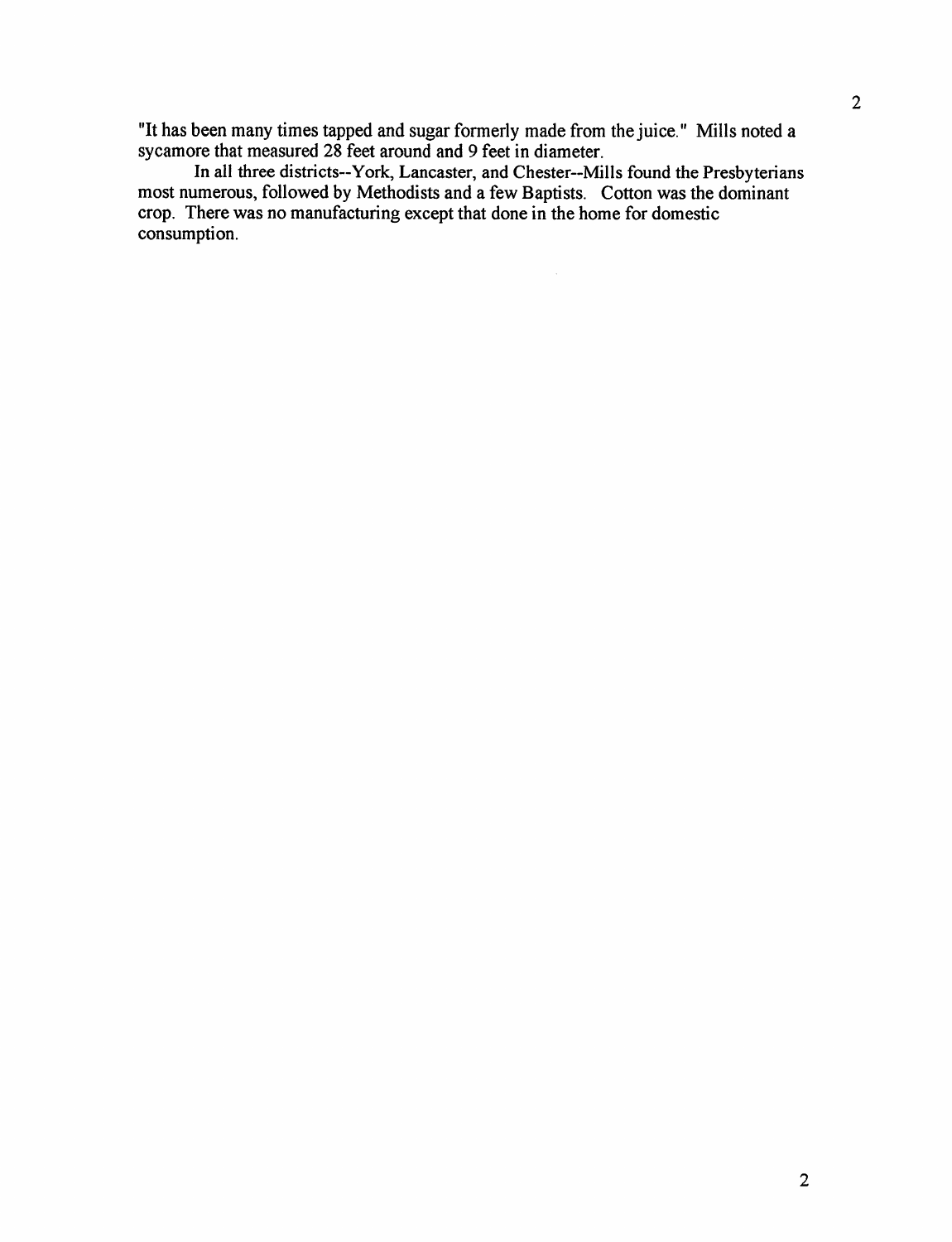"It has been many times tapped and sugar formerly made from the juice." Mills noted a sycamore that measured 28 feet around and 9 feet in diameter.

In all three districts--York, Lancaster, and Chester--Mills found the Presbyterians most numerous, followed by Methodists and a few Baptists. Cotton was the dominant crop. There was no manufacturing except that done in the home for domestic consumption.